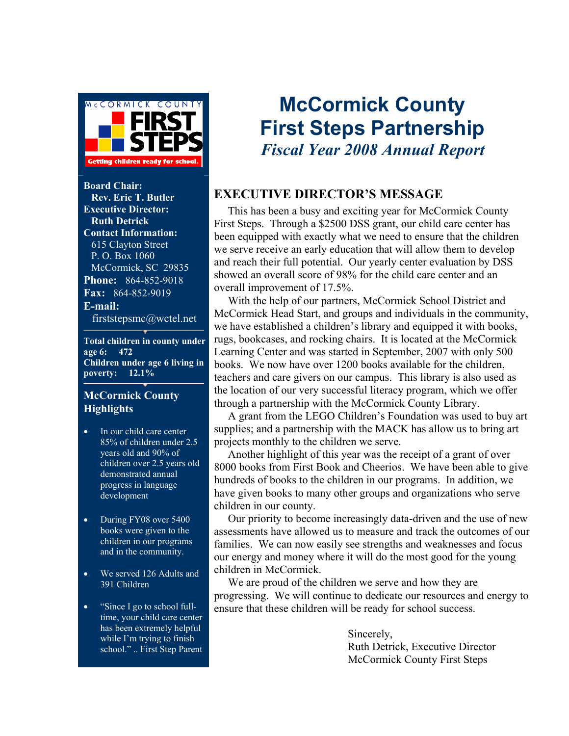# McCormick County First Steps Partnership

## *Fiscal Year 2008 Annual Report*

**Board Chair:**
**Rev. Eric T. Butler**
**Executive Director:**
**Ruth Detrick**
**Contact Information:**
615 Clayton Street
P. O. Box 1060
McCormick, SC 29835
**Phone:** 864-852-9018
**Fax:** 864-852-9019
**E-mail:**
firststepsmc@wctel.net

**Total children in county under age 6: 472**
**Children under age 6 living in poverty: 12.1%**

### McCormick County Highlights

- In our child care center 85% of children under 2.5 years old and 90% of children over 2.5 years old demonstrated annual progress in language development
- During FY08 over 5400 books were given to the children in our programs and in the community.
- We served 126 Adults and 391 Children
- "Since I go to school full-time, your child care center has been extremely helpful while I'm trying to finish school." .. First Step Parent

## EXECUTIVE DIRECTOR'S MESSAGE

This has been a busy and exciting year for McCormick County First Steps. Through a $2500 DSS grant, our child care center has been equipped with exactly what we need to ensure that the children we serve receive an early education that will allow them to develop and reach their full potential. Our yearly center evaluation by DSS showed an overall score of 98% for the child care center and an overall improvement of 17.5%.

With the help of our partners, McCormick School District and McCormick Head Start, and groups and individuals in the community, we have established a children's library and equipped it with books, rugs, bookcases, and rocking chairs. It is located at the McCormick Learning Center and was started in September, 2007 with only 500 books. We now have over 1200 books available for the children, teachers and care givers on our campus. This library is also used as the location of our very successful literacy program, which we offer through a partnership with the McCormick County Library.

A grant from the LEGO Children's Foundation was used to buy art supplies; and a partnership with the MACK has allow us to bring art projects monthly to the children we serve.

Another highlight of this year was the receipt of a grant of over 8000 books from First Book and Cheerios. We have been able to give hundreds of books to the children in our programs. In addition, we have given books to many other groups and organizations who serve children in our county.

Our priority to become increasingly data-driven and the use of new assessments have allowed us to measure and track the outcomes of our families. We can now easily see strengths and weaknesses and focus our energy and money where it will do the most good for the young children in McCormick.

We are proud of the children we serve and how they are progressing. We will continue to dedicate our resources and energy to ensure that these children will be ready for school success.

Sincerely,
Ruth Detrick, Executive Director
McCormick County First Steps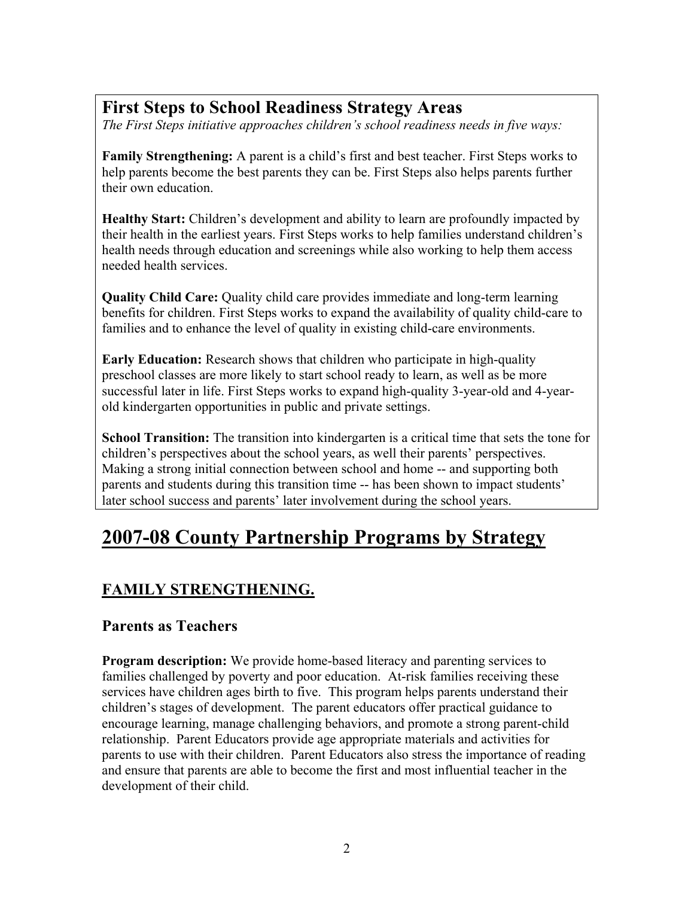## First Steps to School Readiness Strategy Areas

*The First Steps initiative approaches children's school readiness needs in five ways:*

**Family Strengthening:** A parent is a child's first and best teacher. First Steps works to help parents become the best parents they can be. First Steps also helps parents further their own education.

**Healthy Start:** Children's development and ability to learn are profoundly impacted by their health in the earliest years. First Steps works to help families understand children's health needs through education and screenings while also working to help them access needed health services.

**Quality Child Care:** Quality child care provides immediate and long-term learning benefits for children. First Steps works to expand the availability of quality child-care to families and to enhance the level of quality in existing child-care environments.

**Early Education:** Research shows that children who participate in high-quality preschool classes are more likely to start school ready to learn, as well as be more successful later in life. First Steps works to expand high-quality 3-year-old and 4-year-old kindergarten opportunities in public and private settings.

**School Transition:** The transition into kindergarten is a critical time that sets the tone for children's perspectives about the school years, as well their parents' perspectives. Making a strong initial connection between school and home -- and supporting both parents and students during this transition time -- has been shown to impact students' later school success and parents' later involvement during the school years.

# 2007-08 County Partnership Programs by Strategy

## FAMILY STRENGTHENING.

### Parents as Teachers

**Program description:** We provide home-based literacy and parenting services to families challenged by poverty and poor education. At-risk families receiving these services have children ages birth to five. This program helps parents understand their children's stages of development. The parent educators offer practical guidance to encourage learning, manage challenging behaviors, and promote a strong parent-child relationship. Parent Educators provide age appropriate materials and activities for parents to use with their children. Parent Educators also stress the importance of reading and ensure that parents are able to become the first and most influential teacher in the development of their child.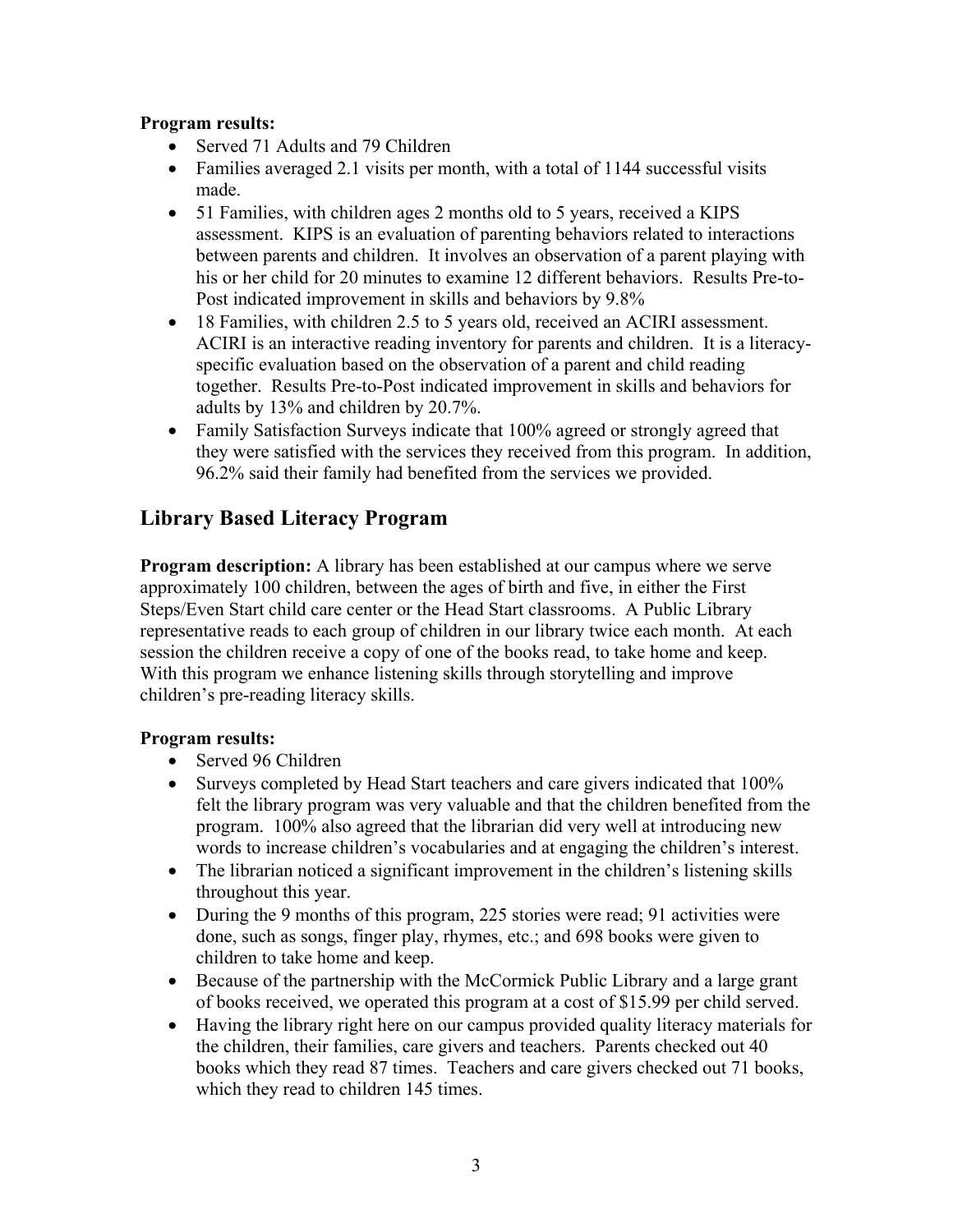**Program results:**

- Served 71 Adults and 79 Children
- Families averaged 2.1 visits per month, with a total of 1144 successful visits made.
- 51 Families, with children ages 2 months old to 5 years, received a KIPS assessment. KIPS is an evaluation of parenting behaviors related to interactions between parents and children. It involves an observation of a parent playing with his or her child for 20 minutes to examine 12 different behaviors. Results Pre-to-Post indicated improvement in skills and behaviors by 9.8%
- 18 Families, with children 2.5 to 5 years old, received an ACIRI assessment. ACIRI is an interactive reading inventory for parents and children. It is a literacy-specific evaluation based on the observation of a parent and child reading together. Results Pre-to-Post indicated improvement in skills and behaviors for adults by 13% and children by 20.7%.
- Family Satisfaction Surveys indicate that 100% agreed or strongly agreed that they were satisfied with the services they received from this program. In addition, 96.2% said their family had benefited from the services we provided.

## Library Based Literacy Program

**Program description:** A library has been established at our campus where we serve approximately 100 children, between the ages of birth and five, in either the First Steps/Even Start child care center or the Head Start classrooms. A Public Library representative reads to each group of children in our library twice each month. At each session the children receive a copy of one of the books read, to take home and keep. With this program we enhance listening skills through storytelling and improve children's pre-reading literacy skills.

**Program results:**

- Served 96 Children
- Surveys completed by Head Start teachers and care givers indicated that 100% felt the library program was very valuable and that the children benefited from the program. 100% also agreed that the librarian did very well at introducing new words to increase children's vocabularies and at engaging the children's interest.
- The librarian noticed a significant improvement in the children's listening skills throughout this year.
- During the 9 months of this program, 225 stories were read; 91 activities were done, such as songs, finger play, rhymes, etc.; and 698 books were given to children to take home and keep.
- Because of the partnership with the McCormick Public Library and a large grant of books received, we operated this program at a cost of $15.99 per child served.
- Having the library right here on our campus provided quality literacy materials for the children, their families, care givers and teachers. Parents checked out 40 books which they read 87 times. Teachers and care givers checked out 71 books, which they read to children 145 times.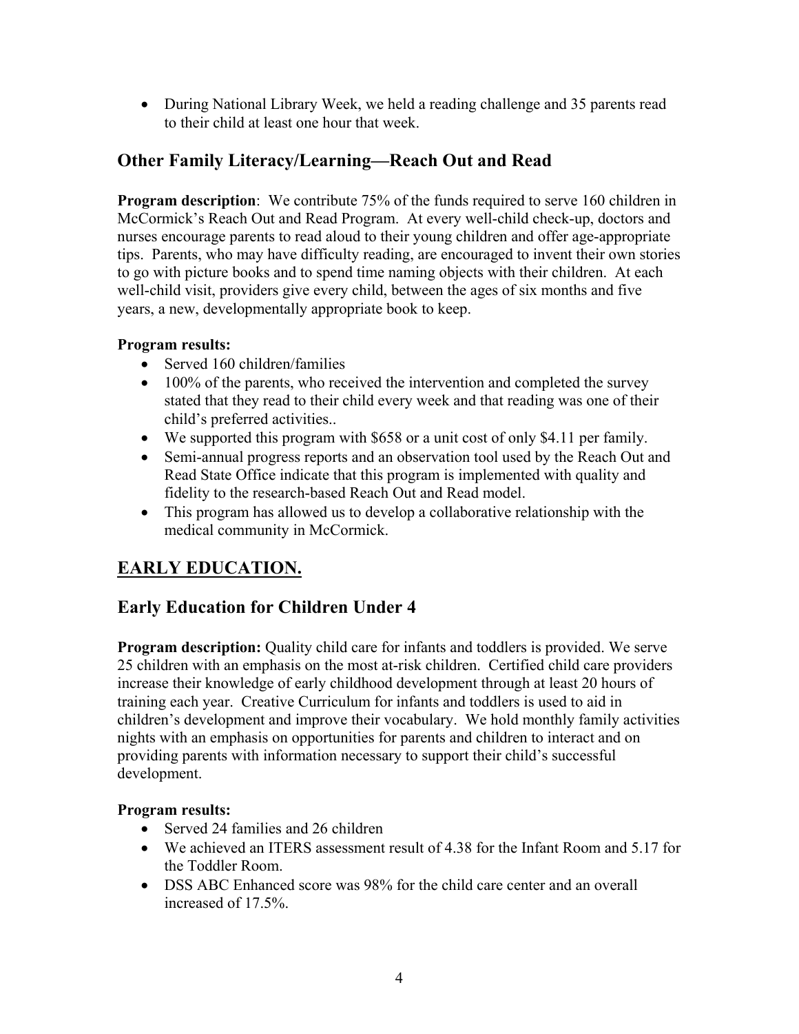- During National Library Week, we held a reading challenge and 35 parents read to their child at least one hour that week.

## Other Family Literacy/Learning—Reach Out and Read

**Program description**: We contribute 75% of the funds required to serve 160 children in McCormick's Reach Out and Read Program. At every well-child check-up, doctors and nurses encourage parents to read aloud to their young children and offer age-appropriate tips. Parents, who may have difficulty reading, are encouraged to invent their own stories to go with picture books and to spend time naming objects with their children. At each well-child visit, providers give every child, between the ages of six months and five years, a new, developmentally appropriate book to keep.

**Program results:**

- Served 160 children/families
- 100% of the parents, who received the intervention and completed the survey stated that they read to their child every week and that reading was one of their child's preferred activities..
- We supported this program with $658 or a unit cost of only $4.11 per family.
- Semi-annual progress reports and an observation tool used by the Reach Out and Read State Office indicate that this program is implemented with quality and fidelity to the research-based Reach Out and Read model.
- This program has allowed us to develop a collaborative relationship with the medical community in McCormick.

# EARLY EDUCATION.

## Early Education for Children Under 4

**Program description:** Quality child care for infants and toddlers is provided. We serve 25 children with an emphasis on the most at-risk children. Certified child care providers increase their knowledge of early childhood development through at least 20 hours of training each year. Creative Curriculum for infants and toddlers is used to aid in children's development and improve their vocabulary. We hold monthly family activities nights with an emphasis on opportunities for parents and children to interact and on providing parents with information necessary to support their child's successful development.

**Program results:**

- Served 24 families and 26 children
- We achieved an ITERS assessment result of 4.38 for the Infant Room and 5.17 for the Toddler Room.
- DSS ABC Enhanced score was 98% for the child care center and an overall increased of 17.5%.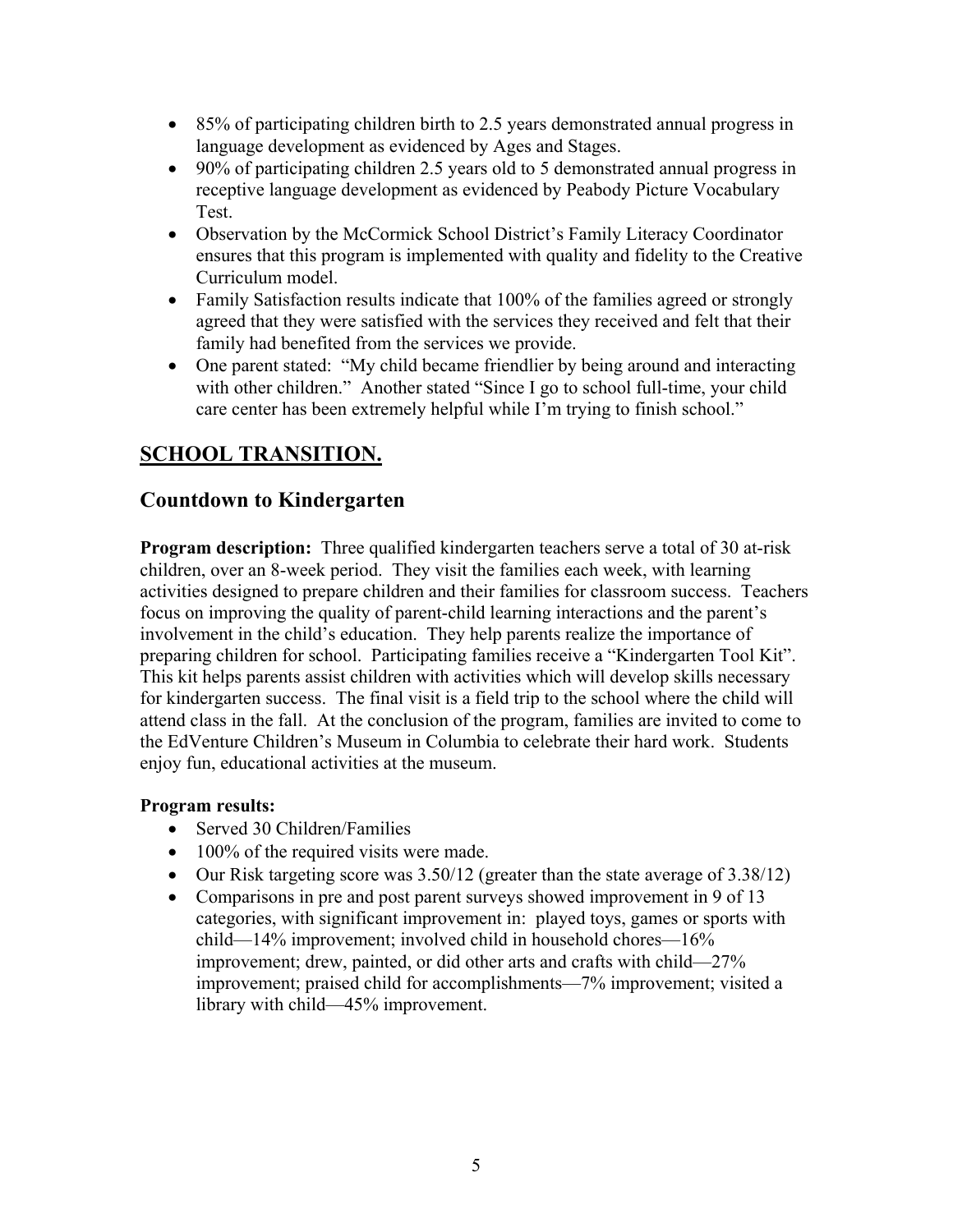- 85% of participating children birth to 2.5 years demonstrated annual progress in language development as evidenced by Ages and Stages.
- 90% of participating children 2.5 years old to 5 demonstrated annual progress in receptive language development as evidenced by Peabody Picture Vocabulary Test.
- Observation by the McCormick School District's Family Literacy Coordinator ensures that this program is implemented with quality and fidelity to the Creative Curriculum model.
- Family Satisfaction results indicate that 100% of the families agreed or strongly agreed that they were satisfied with the services they received and felt that their family had benefited from the services we provide.
- One parent stated: "My child became friendlier by being around and interacting with other children." Another stated "Since I go to school full-time, your child care center has been extremely helpful while I'm trying to finish school."

## SCHOOL TRANSITION.

### Countdown to Kindergarten

**Program description:** Three qualified kindergarten teachers serve a total of 30 at-risk children, over an 8-week period. They visit the families each week, with learning activities designed to prepare children and their families for classroom success. Teachers focus on improving the quality of parent-child learning interactions and the parent's involvement in the child's education. They help parents realize the importance of preparing children for school. Participating families receive a "Kindergarten Tool Kit". This kit helps parents assist children with activities which will develop skills necessary for kindergarten success. The final visit is a field trip to the school where the child will attend class in the fall. At the conclusion of the program, families are invited to come to the EdVenture Children's Museum in Columbia to celebrate their hard work. Students enjoy fun, educational activities at the museum.

**Program results:**

- Served 30 Children/Families
- 100% of the required visits were made.
- Our Risk targeting score was 3.50/12 (greater than the state average of 3.38/12)
- Comparisons in pre and post parent surveys showed improvement in 9 of 13 categories, with significant improvement in: played toys, games or sports with child—14% improvement; involved child in household chores—16% improvement; drew, painted, or did other arts and crafts with child—27% improvement; praised child for accomplishments—7% improvement; visited a library with child—45% improvement.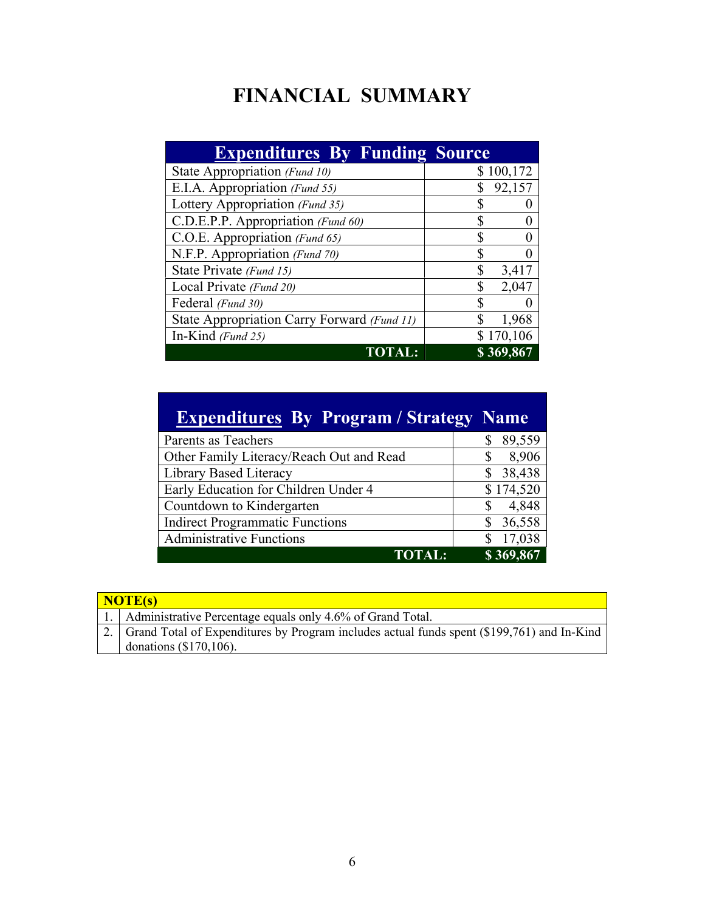# FINANCIAL SUMMARY

| Expenditures By Funding Source | |
|---|---|
| State Appropriation *(Fund 10)* | $ 100,172 |
| E.I.A. Appropriation *(Fund 55)* | $ 92,157 |
| Lottery Appropriation *(Fund 35)* | $ 0 |
| C.D.E.P.P. Appropriation *(Fund 60)* | $ 0 |
| C.O.E. Appropriation *(Fund 65)* | $ 0 |
| N.F.P. Appropriation *(Fund 70)* | $ 0 |
| State Private *(Fund 15)* | $ 3,417 |
| Local Private *(Fund 20)* | $ 2,047 |
| Federal *(Fund 30)* | $ 0 |
| State Appropriation Carry Forward *(Fund 11)* | $ 1,968 |
| In-Kind *(Fund 25)* | $ 170,106 |
| **TOTAL:** | **$ 369,867** |

| Expenditures By Program / Strategy Name | |
|---|---|
| Parents as Teachers | $ 89,559 |
| Other Family Literacy/Reach Out and Read | $ 8,906 |
| Library Based Literacy | $ 38,438 |
| Early Education for Children Under 4 | $ 174,520 |
| Countdown to Kindergarten | $ 4,848 |
| Indirect Programmatic Functions | $ 36,558 |
| Administrative Functions | $ 17,038 |
| **TOTAL:** | **$ 369,867** |

| NOTE(s) | |
|---|---|
| 1. | Administrative Percentage equals only 4.6% of Grand Total. |
| 2. | Grand Total of Expenditures by Program includes actual funds spent ($199,761) and In-Kind donations ($170,106). |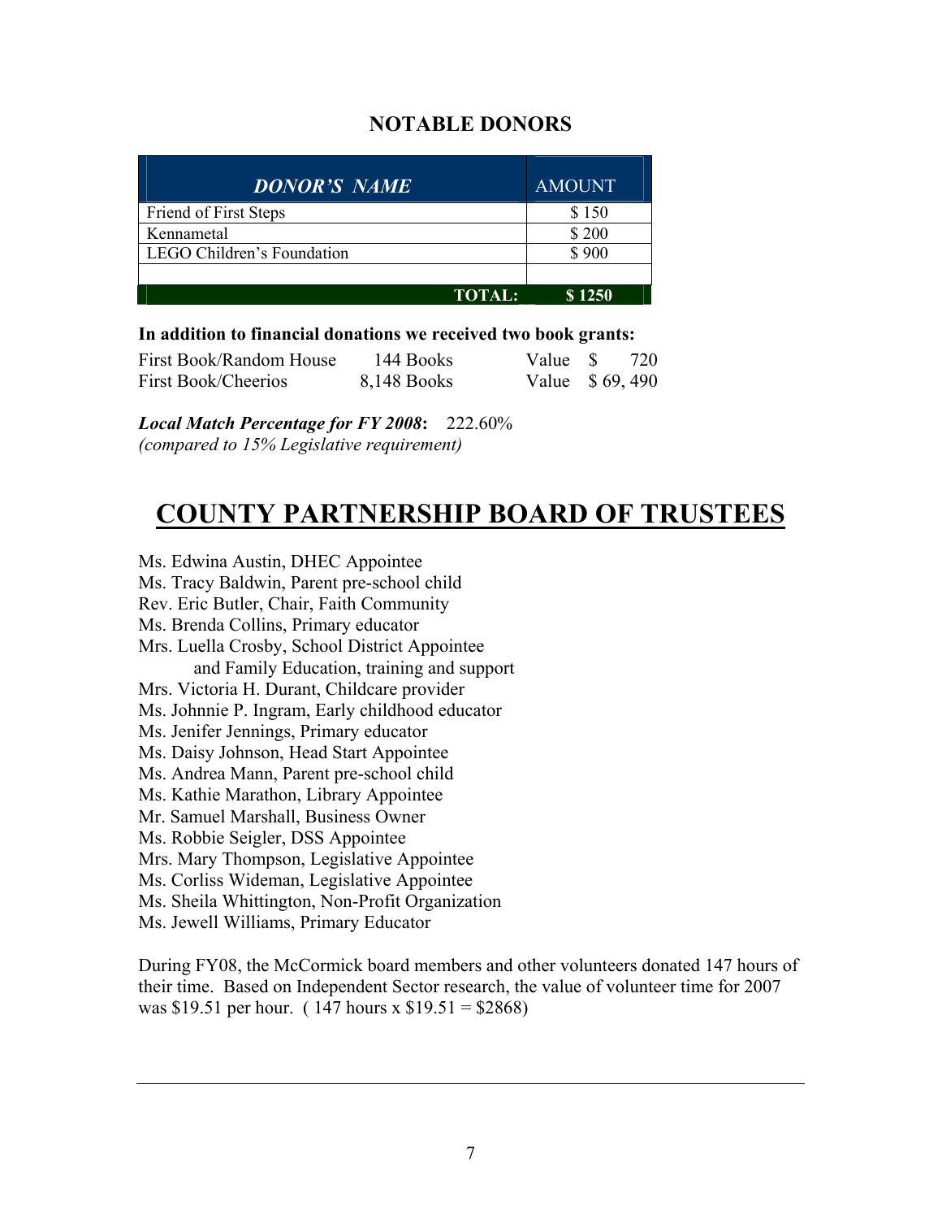## NOTABLE DONORS

| ***DONOR'S NAME*** | AMOUNT |
|---|---|
| Friend of First Steps | $ 150 |
| Kennametal | $ 200 |
| LEGO Children's Foundation | $ 900 |
| | |
| **TOTAL:** | **$ 1250** |

**In addition to financial donations we received two book grants:**

| | | |
|---|---|---|
| First Book/Random House | 144 Books | Value $ 720 |
| First Book/Cheerios | 8,148 Books | Value $ 69, 490 |

***Local Match Percentage for FY 2008*:** 222.60%
*(compared to 15% Legislative requirement)*

# COUNTY PARTNERSHIP BOARD OF TRUSTEES

Ms. Edwina Austin, DHEC Appointee
Ms. Tracy Baldwin, Parent pre-school child
Rev. Eric Butler, Chair, Faith Community
Ms. Brenda Collins, Primary educator
Mrs. Luella Crosby, School District Appointee
and Family Education, training and support
Mrs. Victoria H. Durant, Childcare provider
Ms. Johnnie P. Ingram, Early childhood educator
Ms. Jenifer Jennings, Primary educator
Ms. Daisy Johnson, Head Start Appointee
Ms. Andrea Mann, Parent pre-school child
Ms. Kathie Marathon, Library Appointee
Mr. Samuel Marshall, Business Owner
Ms. Robbie Seigler, DSS Appointee
Mrs. Mary Thompson, Legislative Appointee
Ms. Corliss Wideman, Legislative Appointee
Ms. Sheila Whittington, Non-Profit Organization
Ms. Jewell Williams, Primary Educator

During FY08, the McCormick board members and other volunteers donated 147 hours of their time. Based on Independent Sector research, the value of volunteer time for 2007 was $19.51 per hour. ( 147 hours x $19.51 = $2868)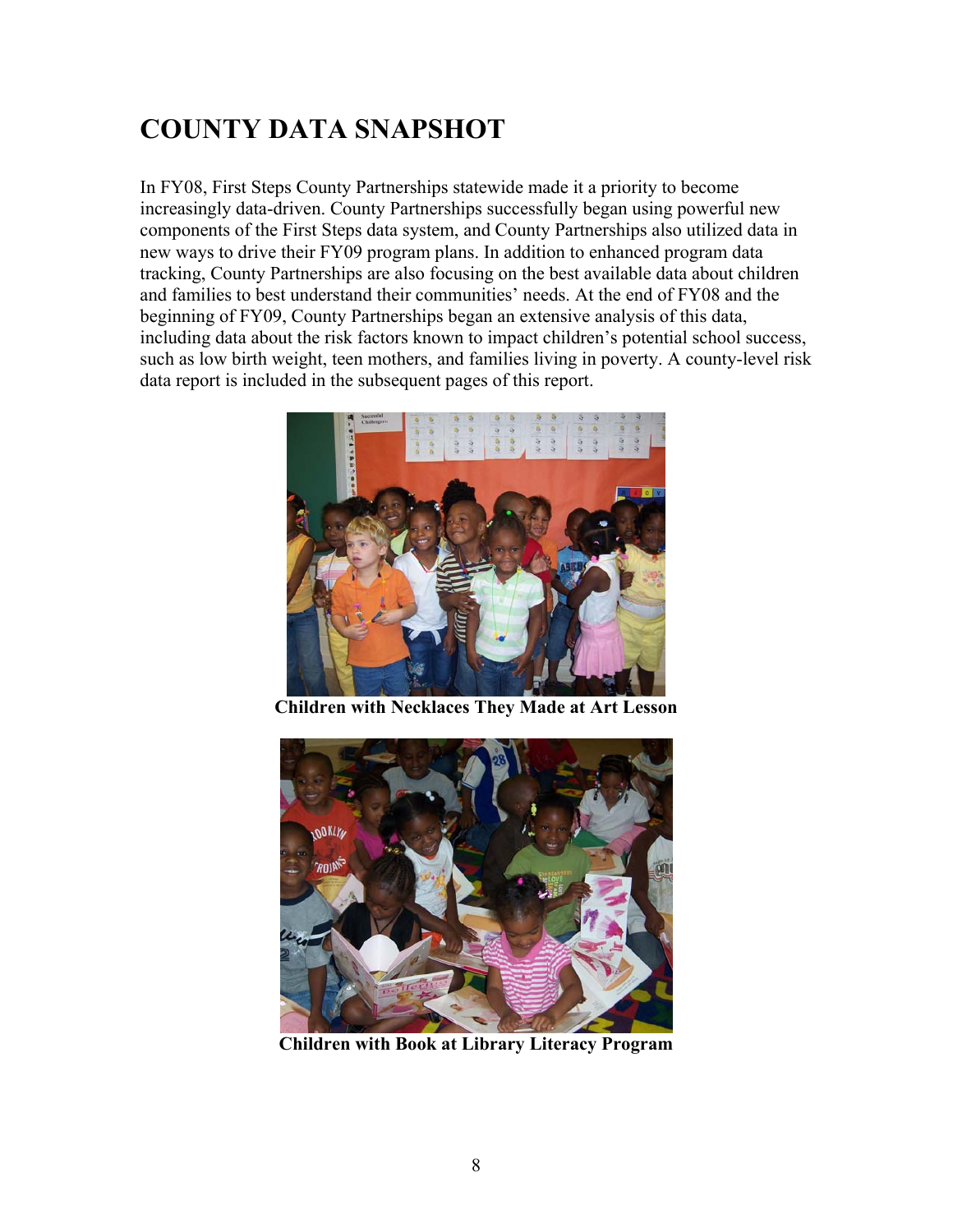# COUNTY DATA SNAPSHOT

In FY08, First Steps County Partnerships statewide made it a priority to become increasingly data-driven. County Partnerships successfully began using powerful new components of the First Steps data system, and County Partnerships also utilized data in new ways to drive their FY09 program plans. In addition to enhanced program data tracking, County Partnerships are also focusing on the best available data about children and families to best understand their communities' needs. At the end of FY08 and the beginning of FY09, County Partnerships began an extensive analysis of this data, including data about the risk factors known to impact children's potential school success, such as low birth weight, teen mothers, and families living in poverty. A county-level risk data report is included in the subsequent pages of this report.

**Children with Necklaces They Made at Art Lesson**

**Children with Book at Library Literacy Program**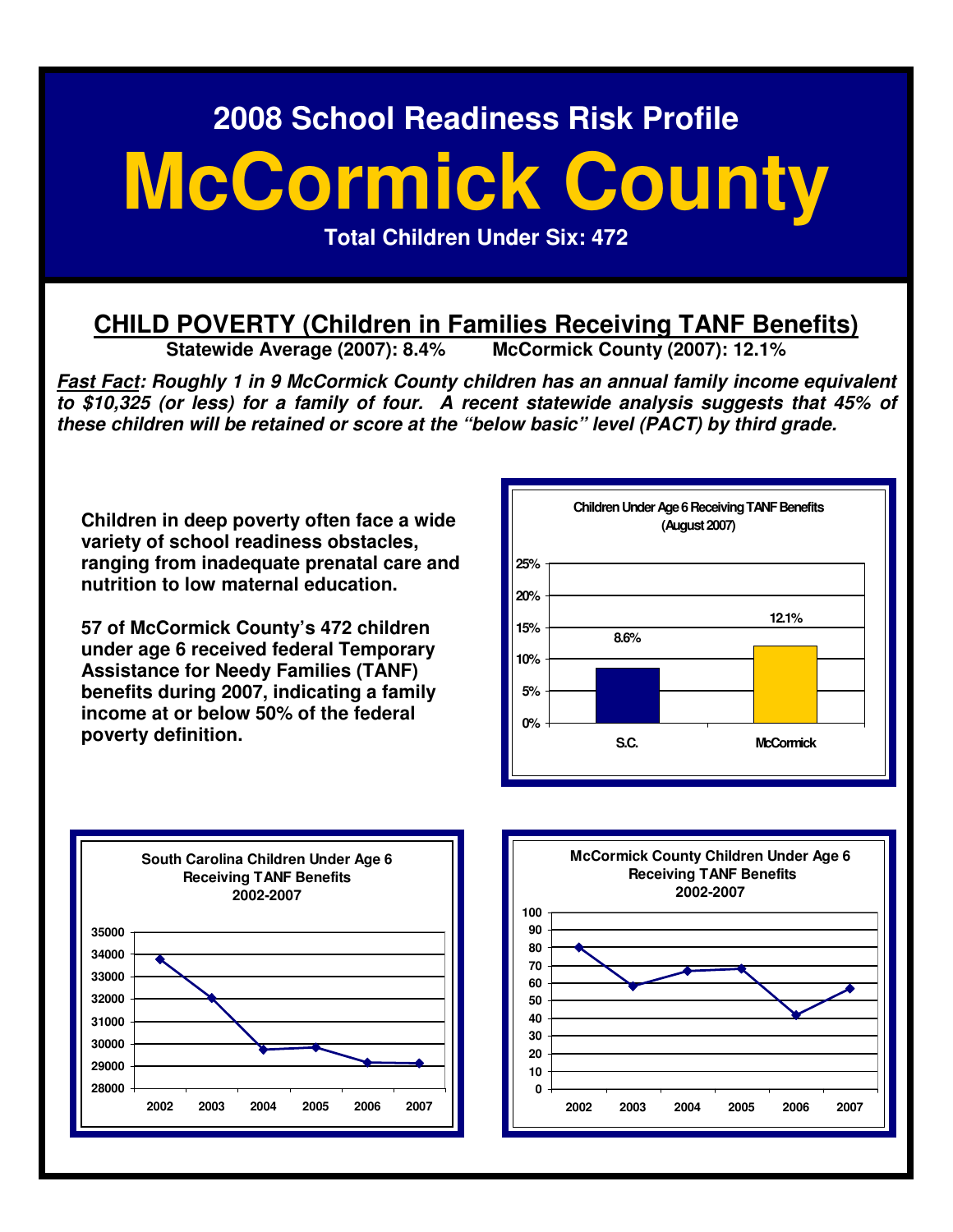# 2008 School Readiness Risk Profile

# McCormick County

**Total Children Under Six: 472**

## CHILD POVERTY (Children in Families Receiving TANF Benefits)

**Statewide Average (2007): 8.4%        McCormick County (2007): 12.1%**

***Fast Fact*: Roughly 1 in 9 McCormick County children has an annual family income equivalent to $10,325 (or less) for a family of four. A recent statewide analysis suggests that 45% of these children will be retained or score at the "below basic" level (PACT) by third grade.**

**Children in deep poverty often face a wide variety of school readiness obstacles, ranging from inadequate prenatal care and nutrition to low maternal education.**

**57 of McCormick County's 472 children under age 6 received federal Temporary Assistance for Needy Families (TANF) benefits during 2007, indicating a family income at or below 50% of the federal poverty definition.**

**Children Under Age 6 Receiving TANF Benefits (August 2007)**

| | Percent |
|---|---|
| S.C. | 8.6% |
| McCormick | 12.1% |

**South Carolina Children Under Age 6 Receiving TANF Benefits 2002-2007**

**McCormick County Children Under Age 6 Receiving TANF Benefits 2002-2007**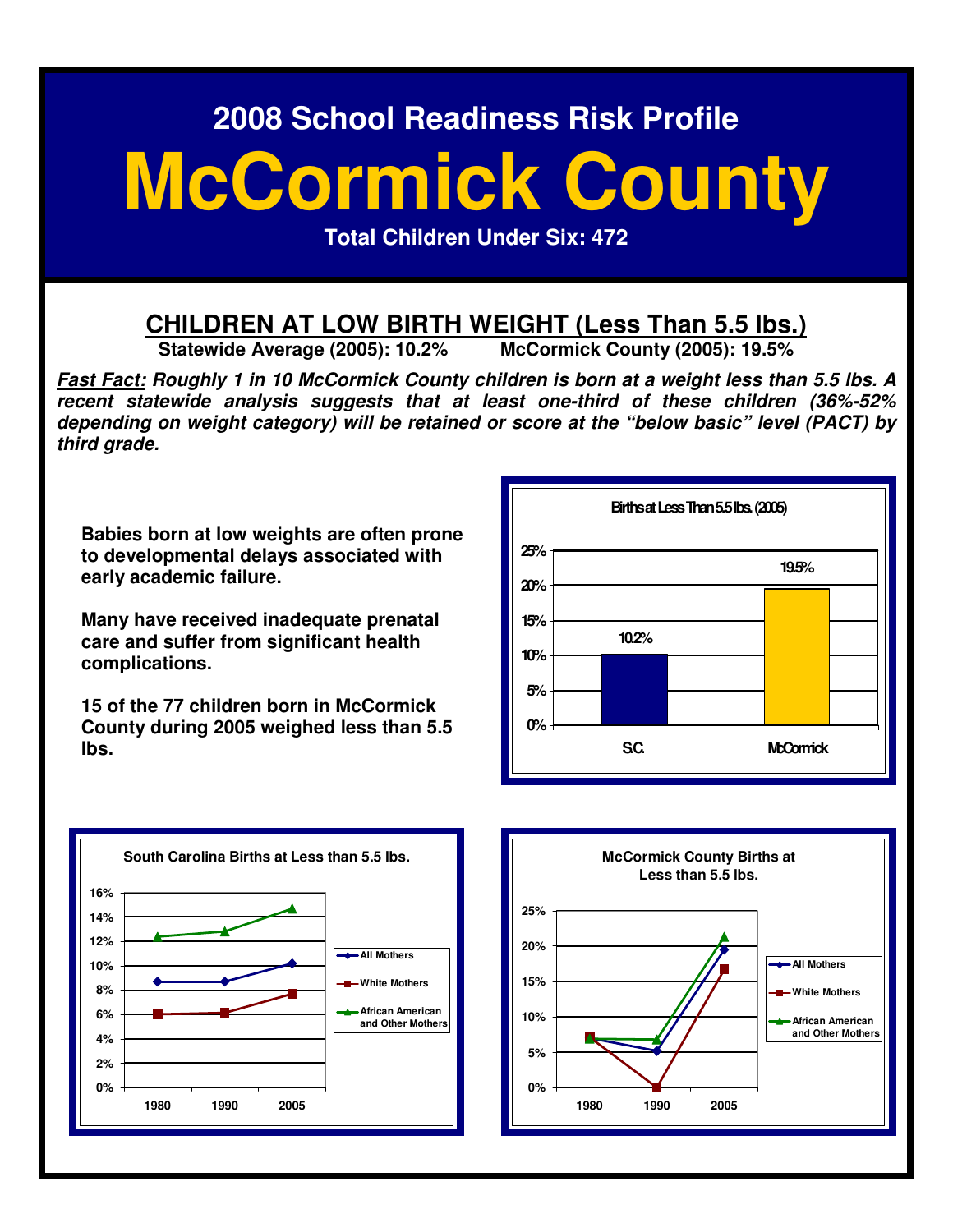## 2008 School Readiness Risk Profile

# McCormick County

**Total Children Under Six: 472**

## CHILDREN AT LOW BIRTH WEIGHT (Less Than 5.5 lbs.)

**Statewide Average (2005): 10.2%** **McCormick County (2005): 19.5%**

***Fast Fact:* Roughly 1 in 10 McCormick County children is born at a weight less than 5.5 lbs. A recent statewide analysis suggests that at least one-third of these children (36%-52% depending on weight category) will be retained or score at the "below basic" level (PACT) by third grade.**

**Babies born at low weights are often prone to developmental delays associated with early academic failure.**

**Many have received inadequate prenatal care and suffer from significant health complications.**

**15 of the 77 children born in McCormick County during 2005 weighed less than 5.5 lbs.**

**Births at Less Than 5.5 lbs. (2005)**

| | S.C. | McCormick |
|---|---|---|
| Births at Less Than 5.5 lbs. | 10.2% | 19.5% |

**South Carolina Births at Less than 5.5 lbs.**

Line chart (1980, 1990, 2005), y-axis 0%–16%. Series: All Mothers, White Mothers, African American and Other Mothers.

**McCormick County Births at Less than 5.5 lbs.**

Line chart (1980, 1990, 2005), y-axis 0%–25%. Series: All Mothers, White Mothers, African American and Other Mothers.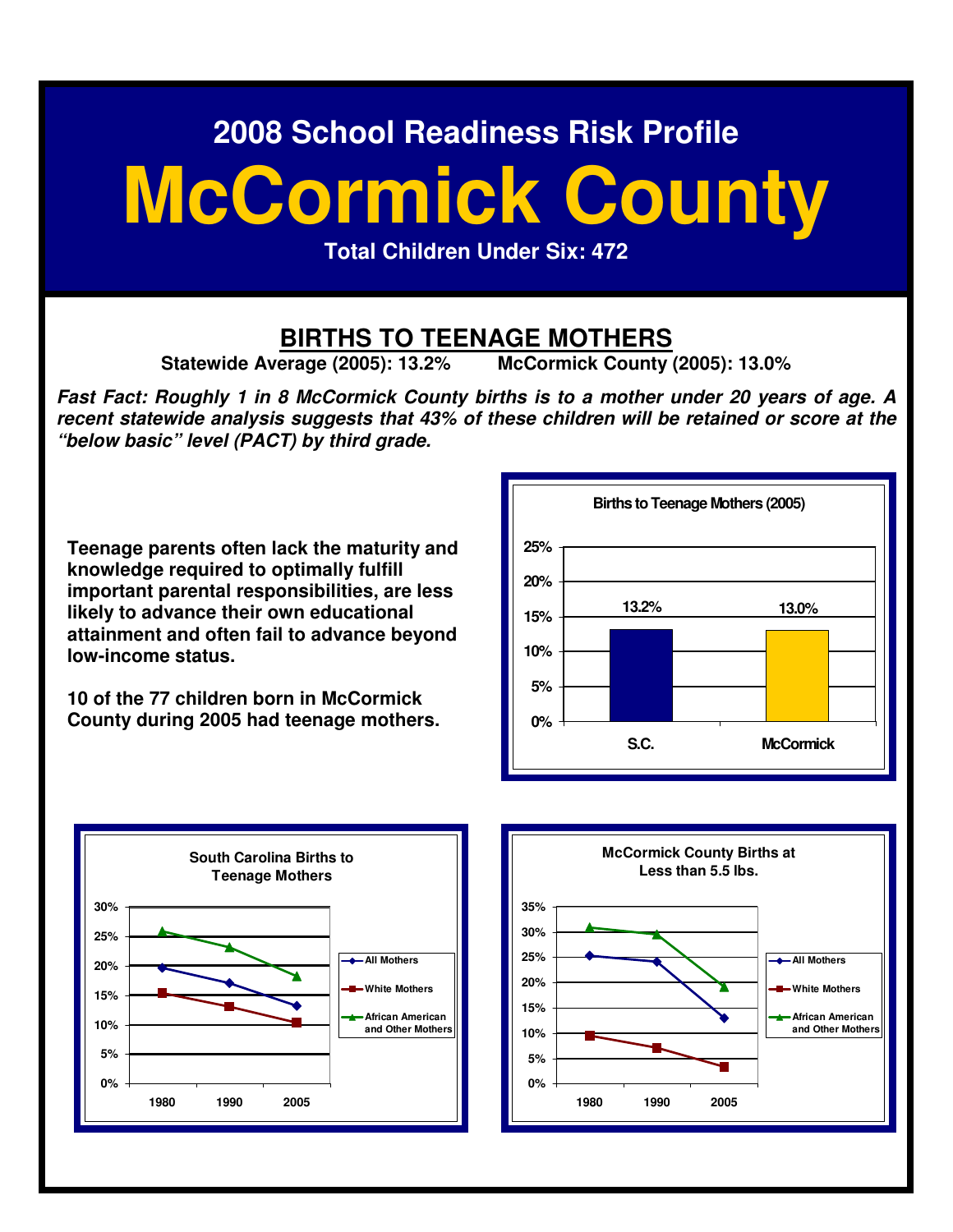## 2008 School Readiness Risk Profile

# McCormick County

**Total Children Under Six: 472**

## BIRTHS TO TEENAGE MOTHERS

**Statewide Average (2005): 13.2%     McCormick County (2005): 13.0%**

***Fast Fact: Roughly 1 in 8 McCormick County births is to a mother under 20 years of age. A recent statewide analysis suggests that 43% of these children will be retained or score at the "below basic" level (PACT) by third grade.***

**Teenage parents often lack the maturity and knowledge required to optimally fulfill important parental responsibilities, are less likely to advance their own educational attainment and often fail to advance beyond low-income status.**

**10 of the 77 children born in McCormick County during 2005 had teenage mothers.**

**Births to Teenage Mothers (2005)**

| | S.C. | McCormick |
|---|---|---|
| Births to Teenage Mothers | 13.2% | 13.0% |

**South Carolina Births to Teenage Mothers**

(Chart: All Mothers, White Mothers, African American and Other Mothers; 1980, 1990, 2005)

**McCormick County Births at Less than 5.5 lbs.**

(Chart: All Mothers, White Mothers, African American and Other Mothers; 1980, 1990, 2005)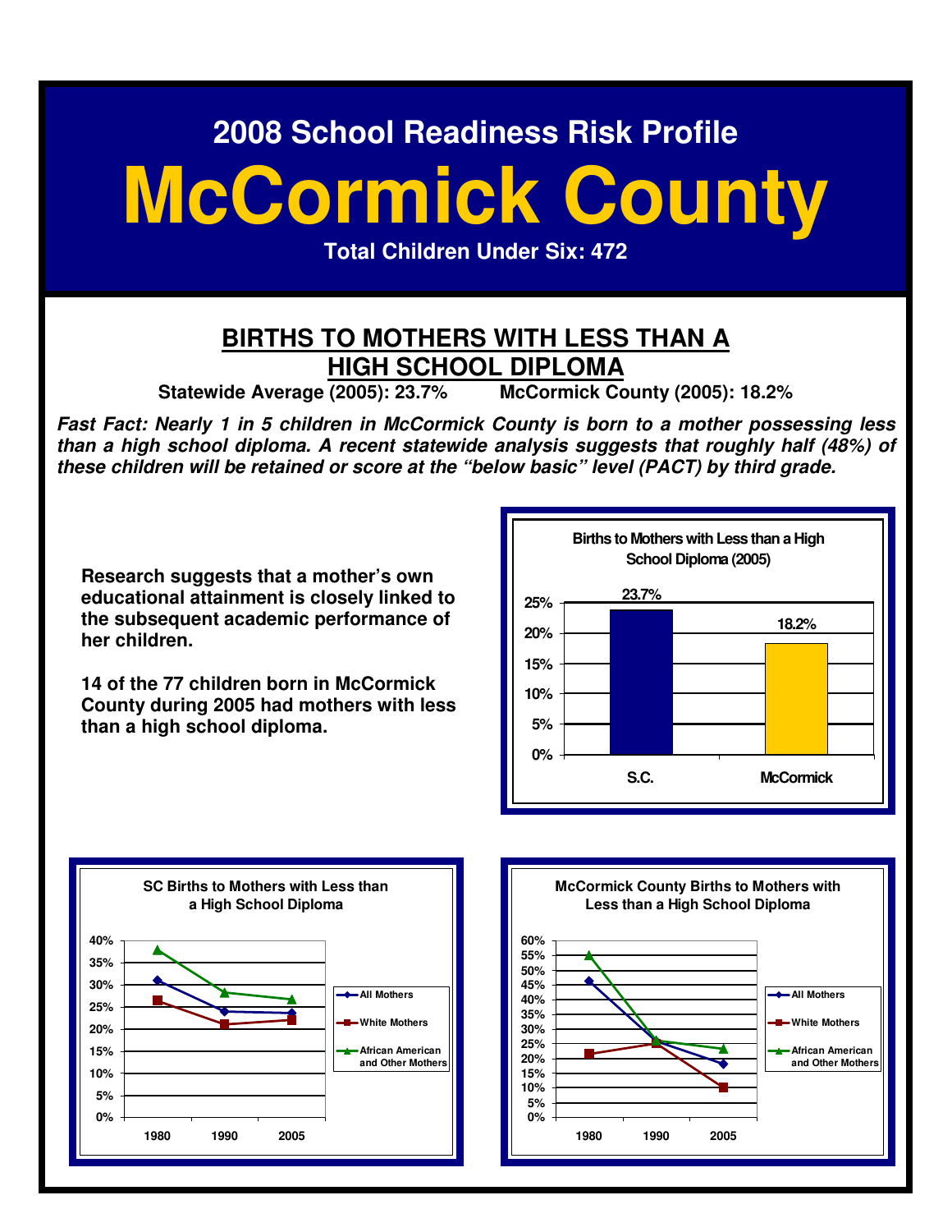# 2008 School Readiness Risk Profile

# McCormick County

**Total Children Under Six: 472**

## BIRTHS TO MOTHERS WITH LESS THAN A HIGH SCHOOL DIPLOMA

**Statewide Average (2005): 23.7%  McCormick County (2005): 18.2%**

***Fast Fact: Nearly 1 in 5 children in McCormick County is born to a mother possessing less than a high school diploma. A recent statewide analysis suggests that roughly half (48%) of these children will be retained or score at the "below basic" level (PACT) by third grade.***

**Research suggests that a mother's own educational attainment is closely linked to the subsequent academic performance of her children.**

**14 of the 77 children born in McCormick County during 2005 had mothers with less than a high school diploma.**

Births to Mothers with Less than a High School Diploma (2005)

25%
20%
15%
10%
5%
0%

23.7%
18.2%

S.C.
McCormick

SC Births to Mothers with Less than a High School Diploma

40%
35%
30%
25%
20%
15%
10%
5%
0%

1980
1990
2005

All Mothers
White Mothers
African American and Other Mothers

McCormick County Births to Mothers with Less than a High School Diploma

60%
55%
50%
45%
40%
35%
30%
25%
20%
15%
10%
5%
0%

1980
1990
2005

All Mothers
White Mothers
African American and Other Mothers